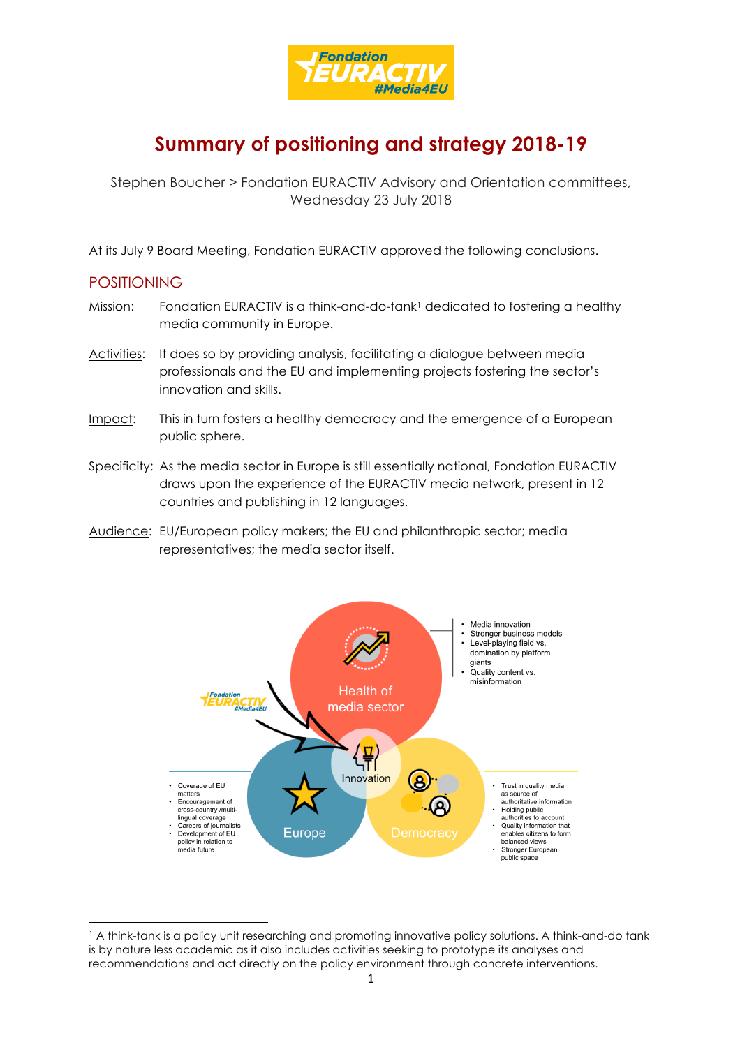# Summary of positioning and strategy 2018-19

Stephen Boucher > Fondation EURACTIV Advisory and Orientation committees, Wednesday 23 July 2018

At its July 9 Board Meeting, Fondation EURACTIV approved the following conclusions.

## POSITIONING

Mission: Fondation EURACTIV is a think-and-do-tank[1] dedicated to fostering a healthy media community in Europe.

Activities: It does so by providing analysis, facilitating a dialogue between media professionals and the EU and implementing projects fostering the sector's innovation and skills.

Impact: This in turn fosters a healthy democracy and the emergence of a European public sphere.

Specificity: As the media sector in Europe is still essentially national, Fondation EURACTIV draws upon the experience of the EURACTIV media network, present in 12 countries and publishing in 12 languages.

Audience: EU/European policy makers; the EU and philanthropic sector; media representatives; the media sector itself.

Health of media sector

- Media innovation
- Stronger business models
- Level-playing field vs. domination by platform giants
- Quality content vs. misinformation

Innovation

Europe

- Coverage of EU matters
- Encouragement of cross-country /multi-lingual coverage
- Careers of journalists
- Development of EU policy in relation to media future

Democracy

- Trust in quality media as source of authoritative information
- Holding public authorities to account
- Quality information that enables citizens to form balanced views
- Stronger European public space

[1] A think-tank is a policy unit researching and promoting innovative policy solutions. A think-and-do tank is by nature less academic as it also includes activities seeking to prototype its analyses and recommendations and act directly on the policy environment through concrete interventions.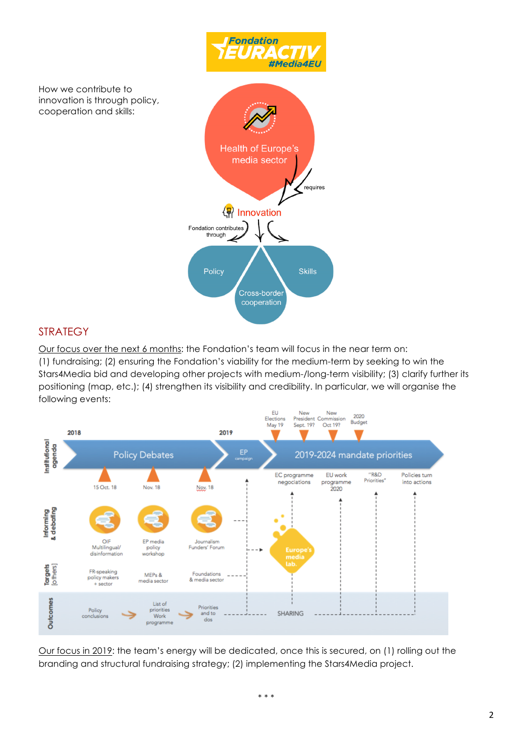Fondation EURACTIV #Media4EU

How we contribute to innovation is through policy, cooperation and skills:

Health of Europe's media sector

requires

Innovation

Fondation contributes through

Policy

Cross-border cooperation

Skills

## STRATEGY

Our focus over the next 6 months: the Fondation's team will focus in the near term on: (1) fundraising; (2) ensuring the Fondation's viability for the medium-term by seeking to win the Stars4Media bid and developing other projects with medium-/long-term visibility; (3) clarify further its positioning (map, etc.); (4) strengthen its visibility and credibility. In particular, we will organise the following events:

2018

2019

EU Elections May 19

New President Sept. 19?

New Commission Oct 19?

2020 Budget

Institutional agenda

Policy Debates

EP campaign

2019-2024 mandate priorities

15 Oct. 18

Nov. 18

Nov. 18

EC programme negociations

EU work programme 2020

"R&D Priorities"

Policies turn into actions

Informing & debating

OIF Multilingual/ disinformation

EP media policy workshop

Journalism Funders' Forum

Europe's media lab.

Targets [others]

FR-speaking policy makers + sector

MEPs & media sector

Foundations & media sector

Outcomes

Policy conclusions

List of priorities Work programme

Priorities and to dos

SHARING

Our focus in 2019: the team's energy will be dedicated, once this is secured, on (1) rolling out the branding and structural fundraising strategy; (2) implementing the Stars4Media project.

\* \* \*